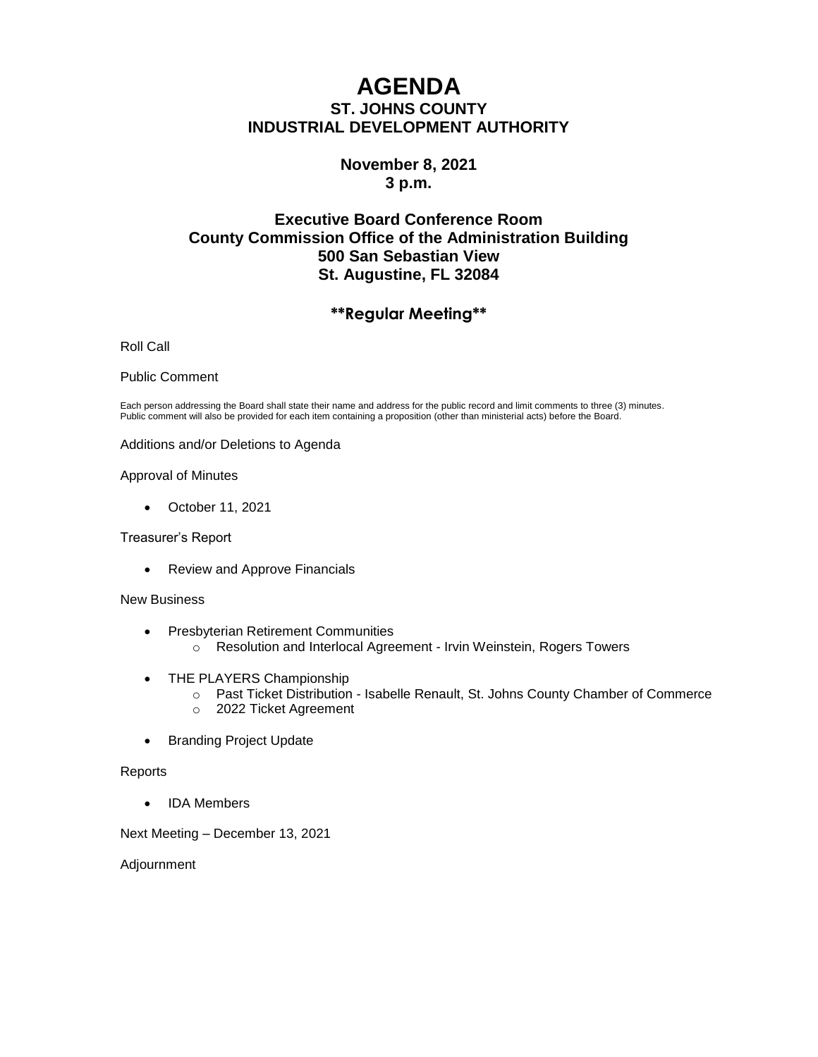# AGENDA

## ST. JOHNS COUNTY
## INDUSTRIAL DEVELOPMENT AUTHORITY

**November 8, 2021**
**3 p.m.**

**Executive Board Conference Room**
**County Commission Office of the Administration Building**
**500 San Sebastian View**
**St. Augustine, FL 32084**

**\*\*Regular Meeting\*\***

Roll Call

Public Comment

Each person addressing the Board shall state their name and address for the public record and limit comments to three (3) minutes. Public comment will also be provided for each item containing a proposition (other than ministerial acts) before the Board.

Additions and/or Deletions to Agenda

Approval of Minutes

- October 11, 2021

Treasurer's Report

- Review and Approve Financials

New Business

- Presbyterian Retirement Communities
  - Resolution and Interlocal Agreement - Irvin Weinstein, Rogers Towers
- THE PLAYERS Championship
  - Past Ticket Distribution - Isabelle Renault, St. Johns County Chamber of Commerce
  - 2022 Ticket Agreement
- Branding Project Update

Reports

- IDA Members

Next Meeting – December 13, 2021

Adjournment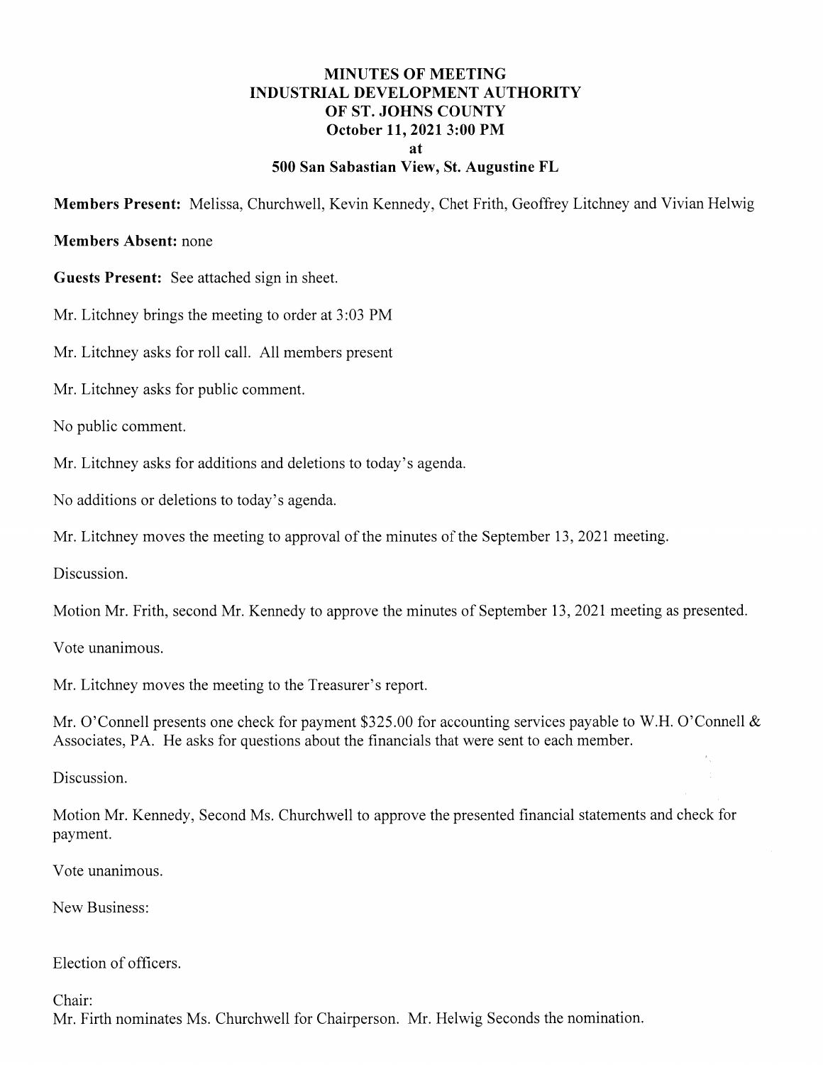# MINUTES OF MEETING
# INDUSTRIAL DEVELOPMENT AUTHORITY
# OF ST. JOHNS COUNTY
# October 11, 2021 3:00 PM
# at
# 500 San Sabastian View, St. Augustine FL

**Members Present:** Melissa, Churchwell, Kevin Kennedy, Chet Frith, Geoffrey Litchney and Vivian Helwig

**Members Absent:** none

**Guests Present:** See attached sign in sheet.

Mr. Litchney brings the meeting to order at 3:03 PM

Mr. Litchney asks for roll call. All members present

Mr. Litchney asks for public comment.

No public comment.

Mr. Litchney asks for additions and deletions to today's agenda.

No additions or deletions to today's agenda.

Mr. Litchney moves the meeting to approval of the minutes of the September 13, 2021 meeting.

Discussion.

Motion Mr. Frith, second Mr. Kennedy to approve the minutes of September 13, 2021 meeting as presented.

Vote unanimous.

Mr. Litchney moves the meeting to the Treasurer's report.

Mr. O'Connell presents one check for payment $325.00 for accounting services payable to W.H. O'Connell & Associates, PA. He asks for questions about the financials that were sent to each member.

Discussion.

Motion Mr. Kennedy, Second Ms. Churchwell to approve the presented financial statements and check for payment.

Vote unanimous.

New Business:

Election of officers.

Chair:
Mr. Firth nominates Ms. Churchwell for Chairperson. Mr. Helwig Seconds the nomination.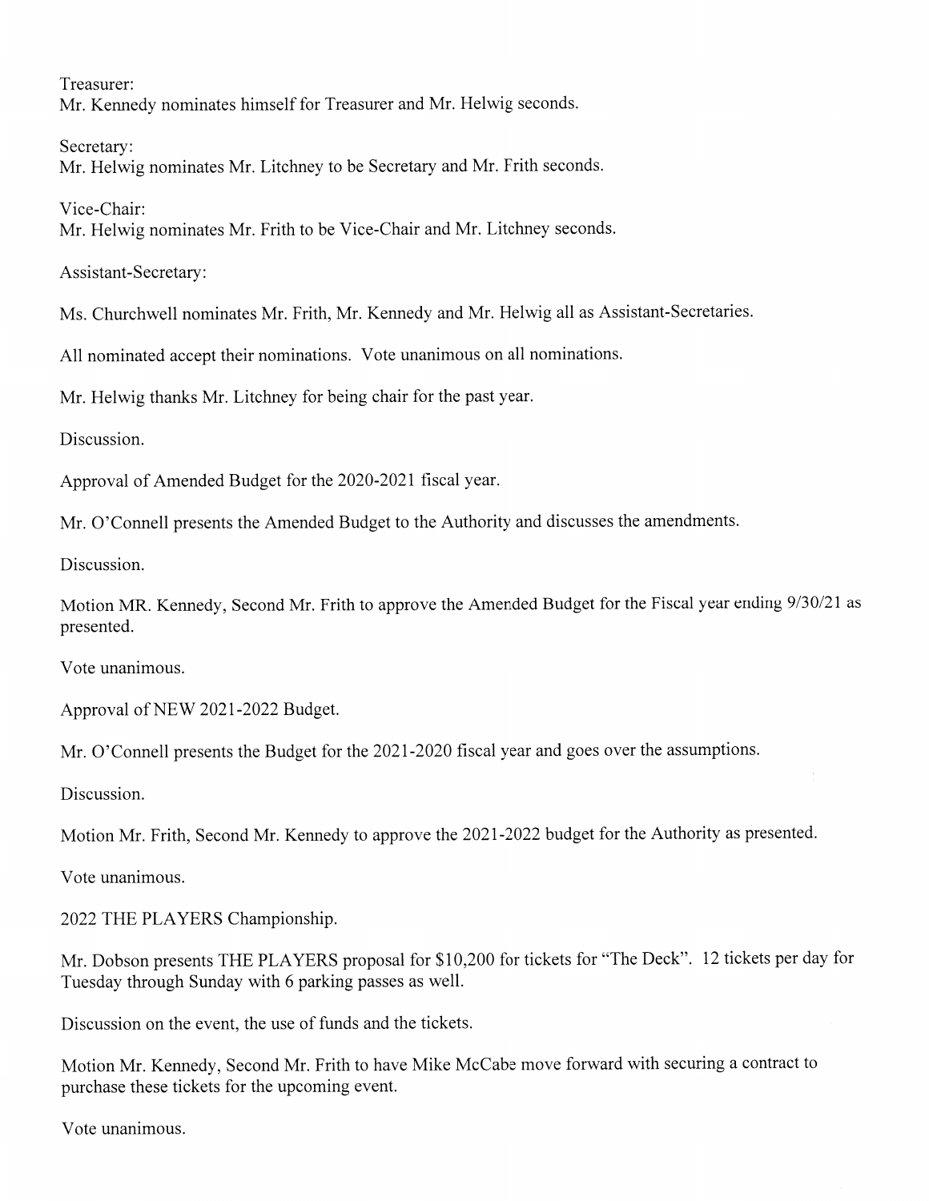Treasurer:
Mr. Kennedy nominates himself for Treasurer and Mr. Helwig seconds.

Secretary:
Mr. Helwig nominates Mr. Litchney to be Secretary and Mr. Frith seconds.

Vice-Chair:
Mr. Helwig nominates Mr. Frith to be Vice-Chair and Mr. Litchney seconds.

Assistant-Secretary:

Ms. Churchwell nominates Mr. Frith, Mr. Kennedy and Mr. Helwig all as Assistant-Secretaries.

All nominated accept their nominations. Vote unanimous on all nominations.

Mr. Helwig thanks Mr. Litchney for being chair for the past year.

Discussion.

Approval of Amended Budget for the 2020-2021 fiscal year.

Mr. O'Connell presents the Amended Budget to the Authority and discusses the amendments.

Discussion.

Motion MR. Kennedy, Second Mr. Frith to approve the Amended Budget for the Fiscal year ending 9/30/21 as presented.

Vote unanimous.

Approval of NEW 2021-2022 Budget.

Mr. O'Connell presents the Budget for the 2021-2020 fiscal year and goes over the assumptions.

Discussion.

Motion Mr. Frith, Second Mr. Kennedy to approve the 2021-2022 budget for the Authority as presented.

Vote unanimous.

2022 THE PLAYERS Championship.

Mr. Dobson presents THE PLAYERS proposal for $10,200 for tickets for "The Deck". 12 tickets per day for Tuesday through Sunday with 6 parking passes as well.

Discussion on the event, the use of funds and the tickets.

Motion Mr. Kennedy, Second Mr. Frith to have Mike McCabe move forward with securing a contract to purchase these tickets for the upcoming event.

Vote unanimous.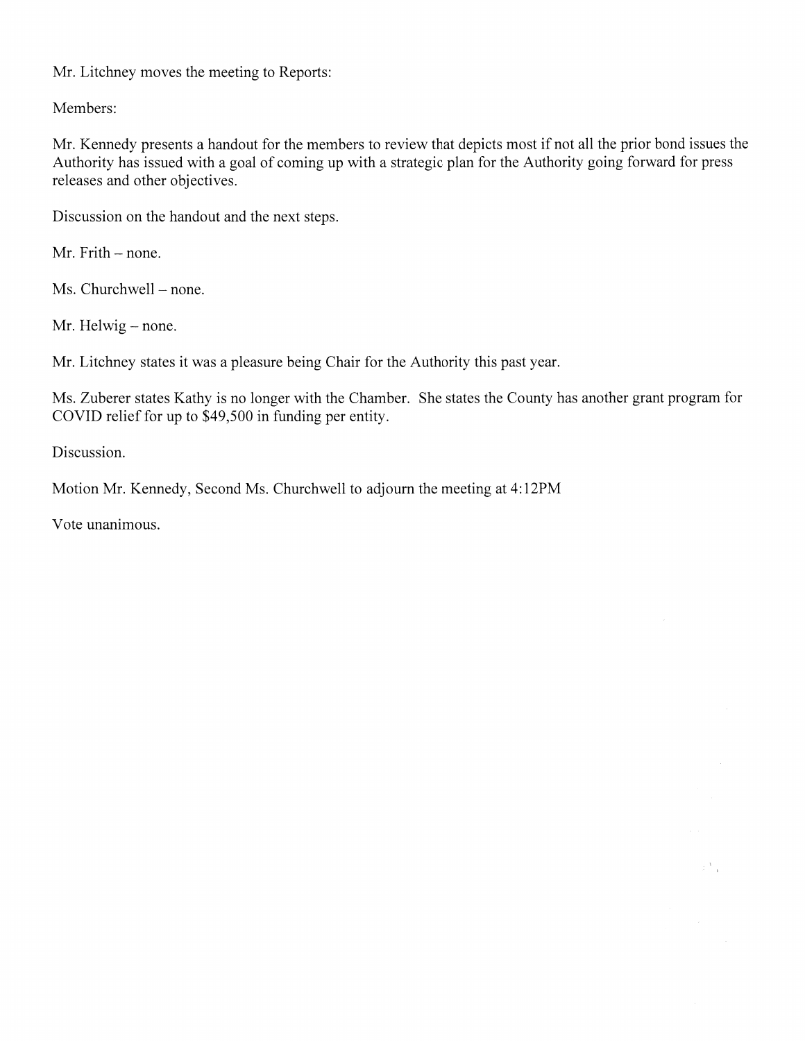Mr. Litchney moves the meeting to Reports:

Members:

Mr. Kennedy presents a handout for the members to review that depicts most if not all the prior bond issues the Authority has issued with a goal of coming up with a strategic plan for the Authority going forward for press releases and other objectives.

Discussion on the handout and the next steps.

Mr. Frith – none.

Ms. Churchwell – none.

Mr. Helwig – none.

Mr. Litchney states it was a pleasure being Chair for the Authority this past year.

Ms. Zuberer states Kathy is no longer with the Chamber. She states the County has another grant program for COVID relief for up to $49,500 in funding per entity.

Discussion.

Motion Mr. Kennedy, Second Ms. Churchwell to adjourn the meeting at 4:12PM

Vote unanimous.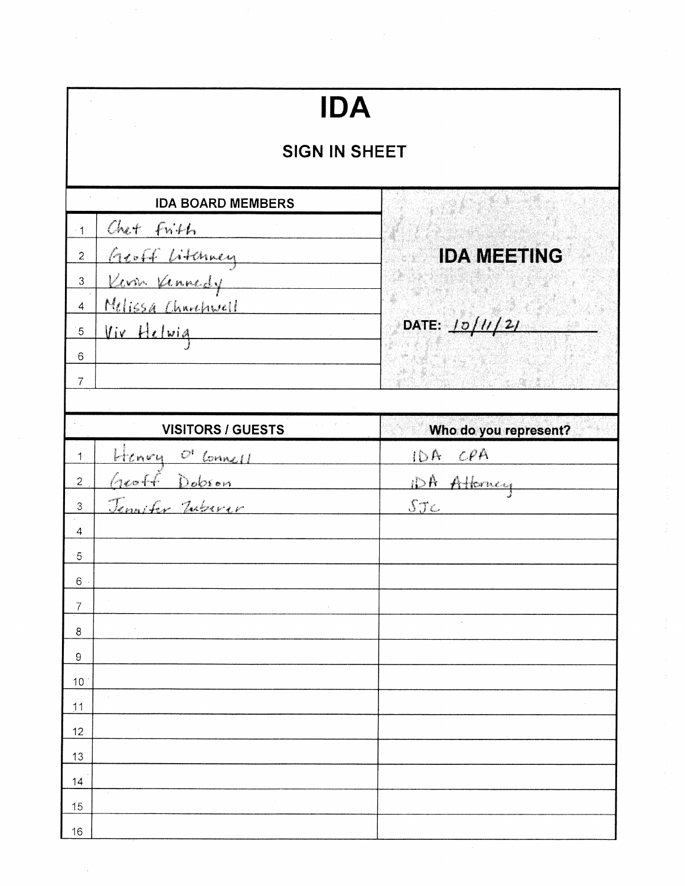# IDA

## SIGN IN SHEET

| | IDA BOARD MEMBERS | |
|---|---|---|
| 1 | Chet Frith | **IDA MEETING** |
| 2 | Geoff Litchney | |
| 3 | Kevin Kennedy | |
| 4 | Melissa Churchwell | |
| 5 | Viv Helwig | DATE: 10/11/21 |
| 6 | | |
| 7 | | |

| | VISITORS / GUESTS | Who do you represent? |
|---|---|---|
| 1 | Henry O'Connell | IDA CPA |
| 2 | Geoff Dobson | IDA Attorney |
| 3 | Jennifer Zuberer | SJC |
| 4 | | |
| 5 | | |
| 6 | | |
| 7 | | |
| 8 | | |
| 9 | | |
| 10 | | |
| 11 | | |
| 12 | | |
| 13 | | |
| 14 | | |
| 15 | | |
| 16 | | |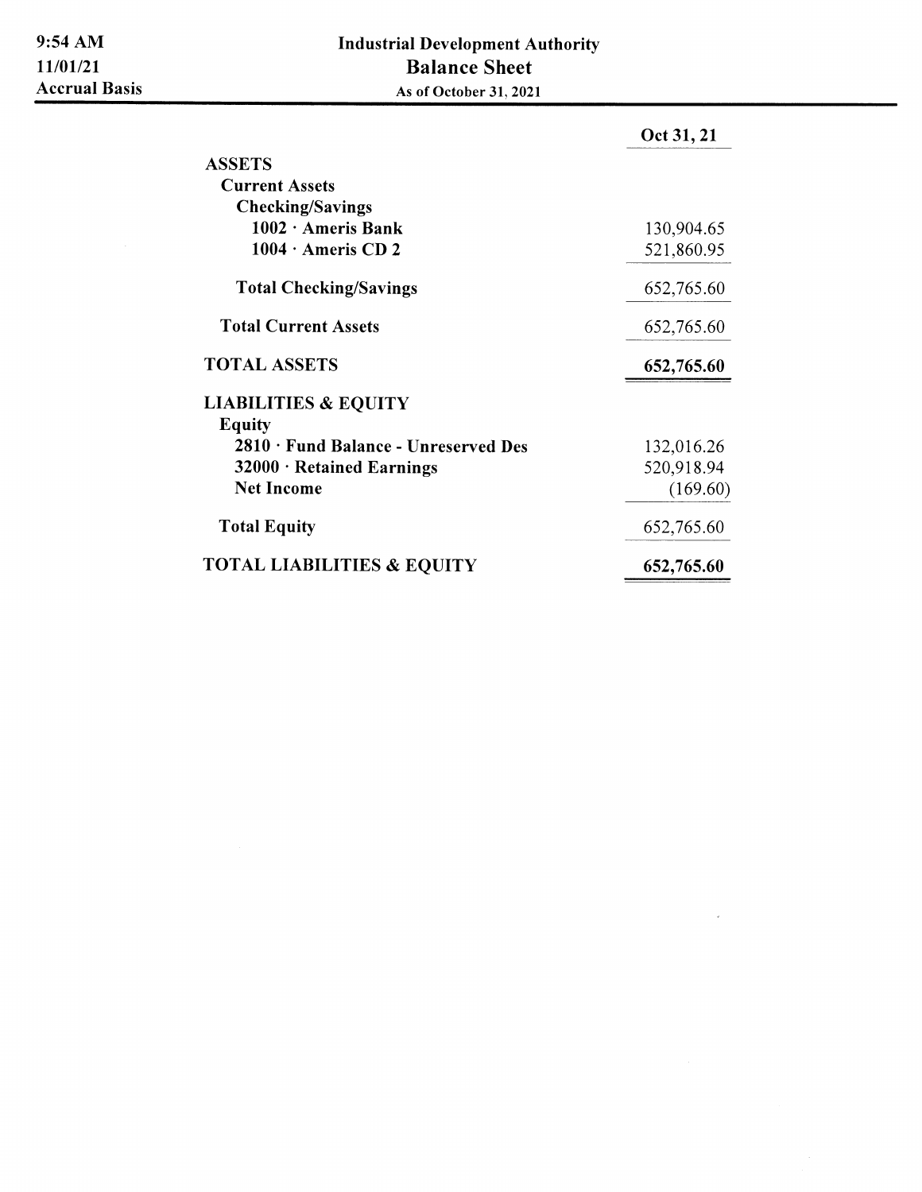9:54 AM
11/01/21
Accrual Basis

# Industrial Development Authority
## Balance Sheet
As of October 31, 2021

| | Oct 31, 21 |
|---|---|
| **ASSETS** | |
| **Current Assets** | |
| **Checking/Savings** | |
| **1002 · Ameris Bank** | 130,904.65 |
| **1004 · Ameris CD 2** | 521,860.95 |
| **Total Checking/Savings** | 652,765.60 |
| **Total Current Assets** | 652,765.60 |
| **TOTAL ASSETS** | **652,765.60** |
| **LIABILITIES & EQUITY** | |
| **Equity** | |
| **2810 · Fund Balance - Unreserved Des** | 132,016.26 |
| **32000 · Retained Earnings** | 520,918.94 |
| **Net Income** | (169.60) |
| **Total Equity** | 652,765.60 |
| **TOTAL LIABILITIES & EQUITY** | **652,765.60** |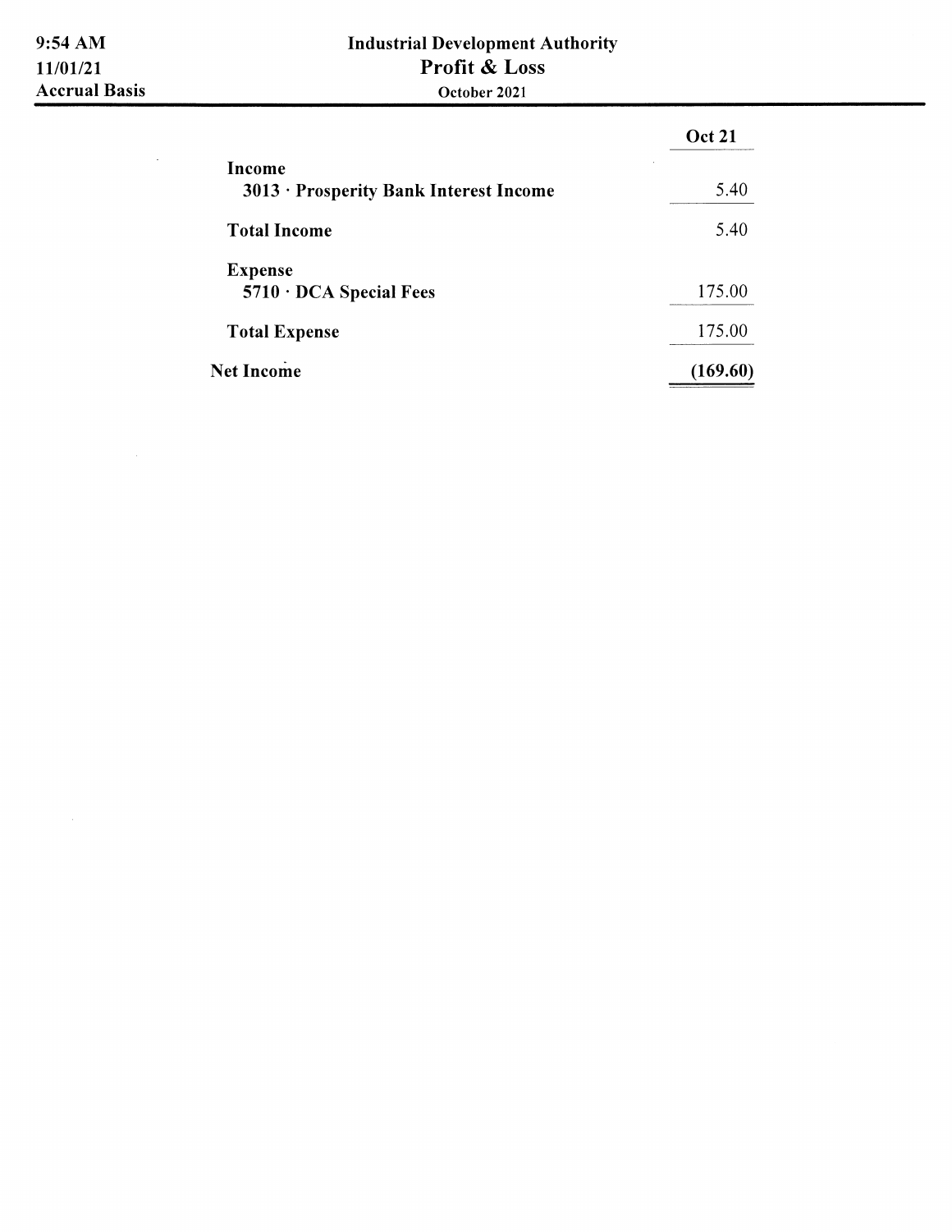9:54 AM
11/01/21
Accrual Basis

# Industrial Development Authority
## Profit & Loss
October 2021

| | Oct 21 |
|---|---|
| **Income** | |
| **3013 · Prosperity Bank Interest Income** | 5.40 |
| **Total Income** | 5.40 |
| **Expense** | |
| **5710 · DCA Special Fees** | 175.00 |
| **Total Expense** | 175.00 |
| **Net Income** | **(169.60)** |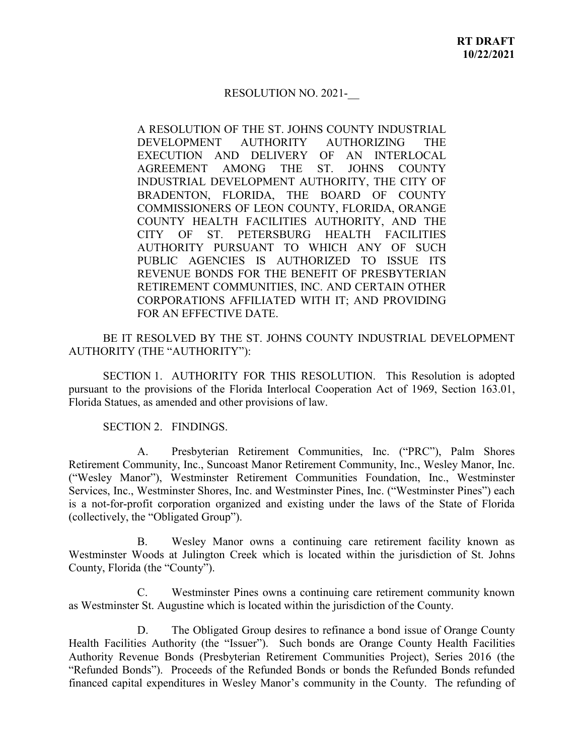**RT DRAFT**
**10/22/2021**

RESOLUTION NO. 2021-__

A RESOLUTION OF THE ST. JOHNS COUNTY INDUSTRIAL DEVELOPMENT AUTHORITY AUTHORIZING THE EXECUTION AND DELIVERY OF AN INTERLOCAL AGREEMENT AMONG THE ST. JOHNS COUNTY INDUSTRIAL DEVELOPMENT AUTHORITY, THE CITY OF BRADENTON, FLORIDA, THE BOARD OF COUNTY COMMISSIONERS OF LEON COUNTY, FLORIDA, ORANGE COUNTY HEALTH FACILITIES AUTHORITY, AND THE CITY OF ST. PETERSBURG HEALTH FACILITIES AUTHORITY PURSUANT TO WHICH ANY OF SUCH PUBLIC AGENCIES IS AUTHORIZED TO ISSUE ITS REVENUE BONDS FOR THE BENEFIT OF PRESBYTERIAN RETIREMENT COMMUNITIES, INC. AND CERTAIN OTHER CORPORATIONS AFFILIATED WITH IT; AND PROVIDING FOR AN EFFECTIVE DATE.

BE IT RESOLVED BY THE ST. JOHNS COUNTY INDUSTRIAL DEVELOPMENT AUTHORITY (THE "AUTHORITY"):

SECTION 1. AUTHORITY FOR THIS RESOLUTION. This Resolution is adopted pursuant to the provisions of the Florida Interlocal Cooperation Act of 1969, Section 163.01, Florida Statues, as amended and other provisions of law.

SECTION 2. FINDINGS.

A. Presbyterian Retirement Communities, Inc. ("PRC"), Palm Shores Retirement Community, Inc., Suncoast Manor Retirement Community, Inc., Wesley Manor, Inc. ("Wesley Manor"), Westminster Retirement Communities Foundation, Inc., Westminster Services, Inc., Westminster Shores, Inc. and Westminster Pines, Inc. ("Westminster Pines") each is a not-for-profit corporation organized and existing under the laws of the State of Florida (collectively, the "Obligated Group").

B. Wesley Manor owns a continuing care retirement facility known as Westminster Woods at Julington Creek which is located within the jurisdiction of St. Johns County, Florida (the "County").

C. Westminster Pines owns a continuing care retirement community known as Westminster St. Augustine which is located within the jurisdiction of the County.

D. The Obligated Group desires to refinance a bond issue of Orange County Health Facilities Authority (the "Issuer"). Such bonds are Orange County Health Facilities Authority Revenue Bonds (Presbyterian Retirement Communities Project), Series 2016 (the "Refunded Bonds"). Proceeds of the Refunded Bonds or bonds the Refunded Bonds refunded financed capital expenditures in Wesley Manor's community in the County. The refunding of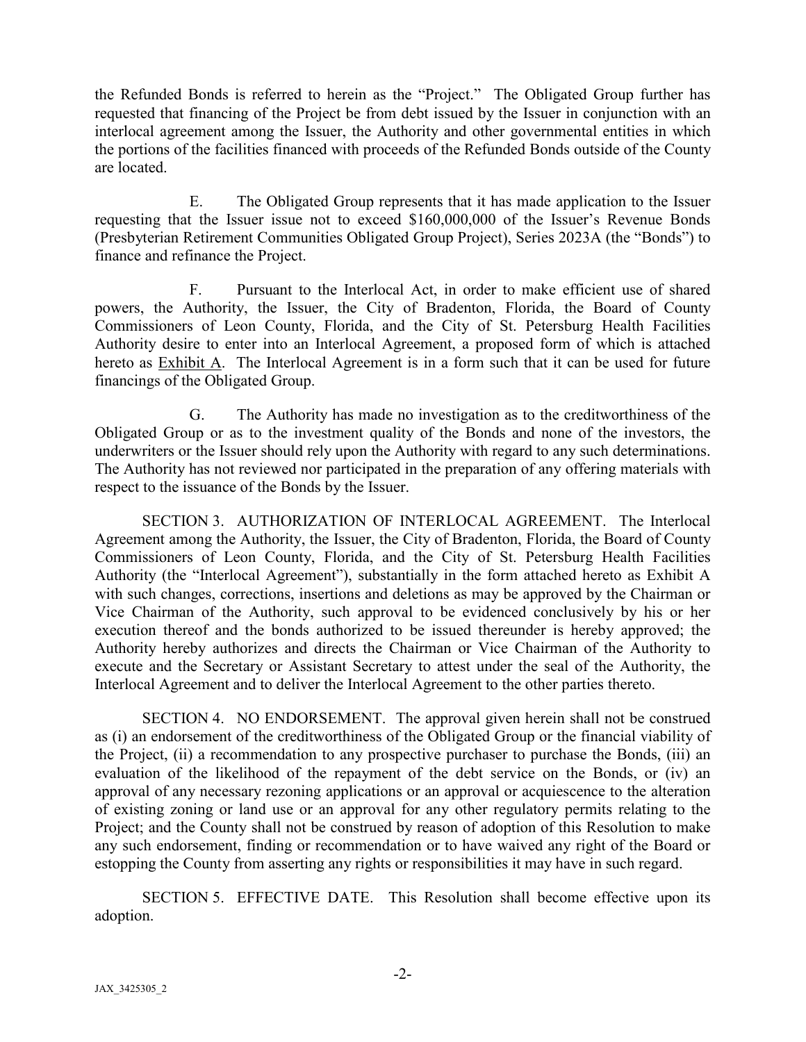the Refunded Bonds is referred to herein as the "Project." The Obligated Group further has requested that financing of the Project be from debt issued by the Issuer in conjunction with an interlocal agreement among the Issuer, the Authority and other governmental entities in which the portions of the facilities financed with proceeds of the Refunded Bonds outside of the County are located.

E. The Obligated Group represents that it has made application to the Issuer requesting that the Issuer issue not to exceed $160,000,000 of the Issuer's Revenue Bonds (Presbyterian Retirement Communities Obligated Group Project), Series 2023A (the "Bonds") to finance and refinance the Project.

F. Pursuant to the Interlocal Act, in order to make efficient use of shared powers, the Authority, the Issuer, the City of Bradenton, Florida, the Board of County Commissioners of Leon County, Florida, and the City of St. Petersburg Health Facilities Authority desire to enter into an Interlocal Agreement, a proposed form of which is attached hereto as Exhibit A. The Interlocal Agreement is in a form such that it can be used for future financings of the Obligated Group.

G. The Authority has made no investigation as to the creditworthiness of the Obligated Group or as to the investment quality of the Bonds and none of the investors, the underwriters or the Issuer should rely upon the Authority with regard to any such determinations. The Authority has not reviewed nor participated in the preparation of any offering materials with respect to the issuance of the Bonds by the Issuer.

SECTION 3. AUTHORIZATION OF INTERLOCAL AGREEMENT. The Interlocal Agreement among the Authority, the Issuer, the City of Bradenton, Florida, the Board of County Commissioners of Leon County, Florida, and the City of St. Petersburg Health Facilities Authority (the "Interlocal Agreement"), substantially in the form attached hereto as Exhibit A with such changes, corrections, insertions and deletions as may be approved by the Chairman or Vice Chairman of the Authority, such approval to be evidenced conclusively by his or her execution thereof and the bonds authorized to be issued thereunder is hereby approved; the Authority hereby authorizes and directs the Chairman or Vice Chairman of the Authority to execute and the Secretary or Assistant Secretary to attest under the seal of the Authority, the Interlocal Agreement and to deliver the Interlocal Agreement to the other parties thereto.

SECTION 4. NO ENDORSEMENT. The approval given herein shall not be construed as (i) an endorsement of the creditworthiness of the Obligated Group or the financial viability of the Project, (ii) a recommendation to any prospective purchaser to purchase the Bonds, (iii) an evaluation of the likelihood of the repayment of the debt service on the Bonds, or (iv) an approval of any necessary rezoning applications or an approval or acquiescence to the alteration of existing zoning or land use or an approval for any other regulatory permits relating to the Project; and the County shall not be construed by reason of adoption of this Resolution to make any such endorsement, finding or recommendation or to have waived any right of the Board or estopping the County from asserting any rights or responsibilities it may have in such regard.

SECTION 5. EFFECTIVE DATE. This Resolution shall become effective upon its adoption.

JAX_3425305_2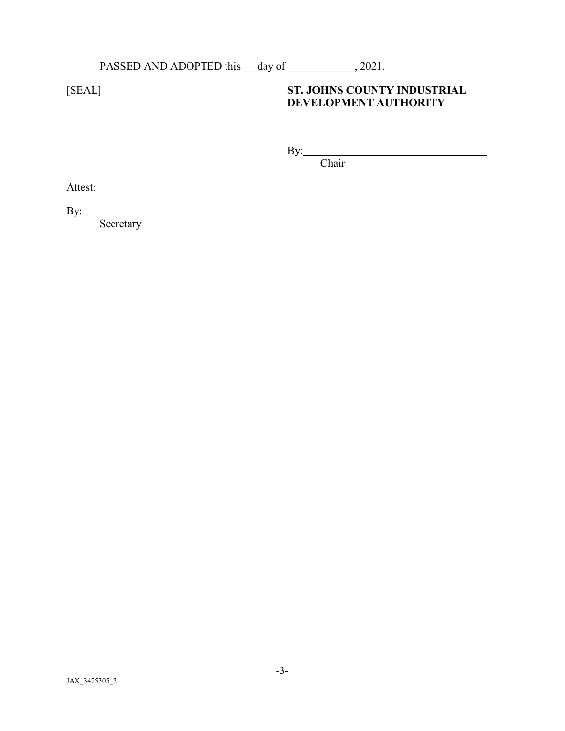PASSED AND ADOPTED this __ day of ____________, 2021.

[SEAL]

**ST. JOHNS COUNTY INDUSTRIAL DEVELOPMENT AUTHORITY**

By:_________________________________
Chair

Attest:

By:_________________________________
Secretary

JAX_3425305_2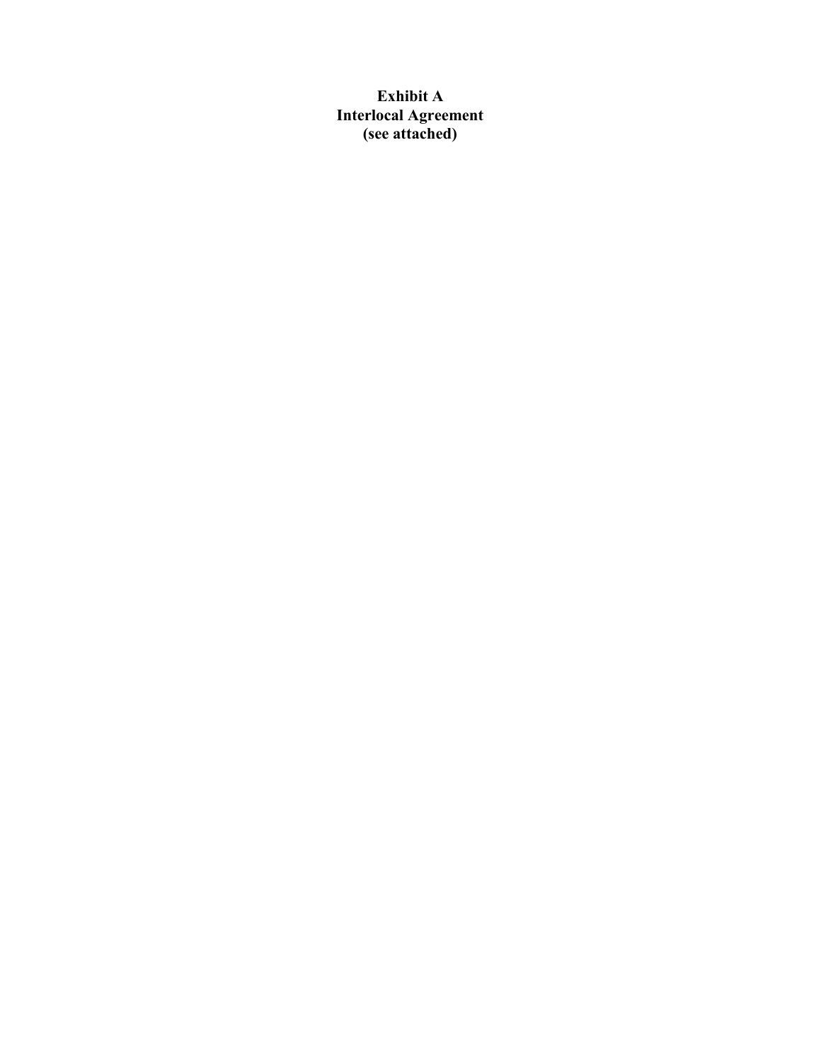# Exhibit A
# Interlocal Agreement
# (see attached)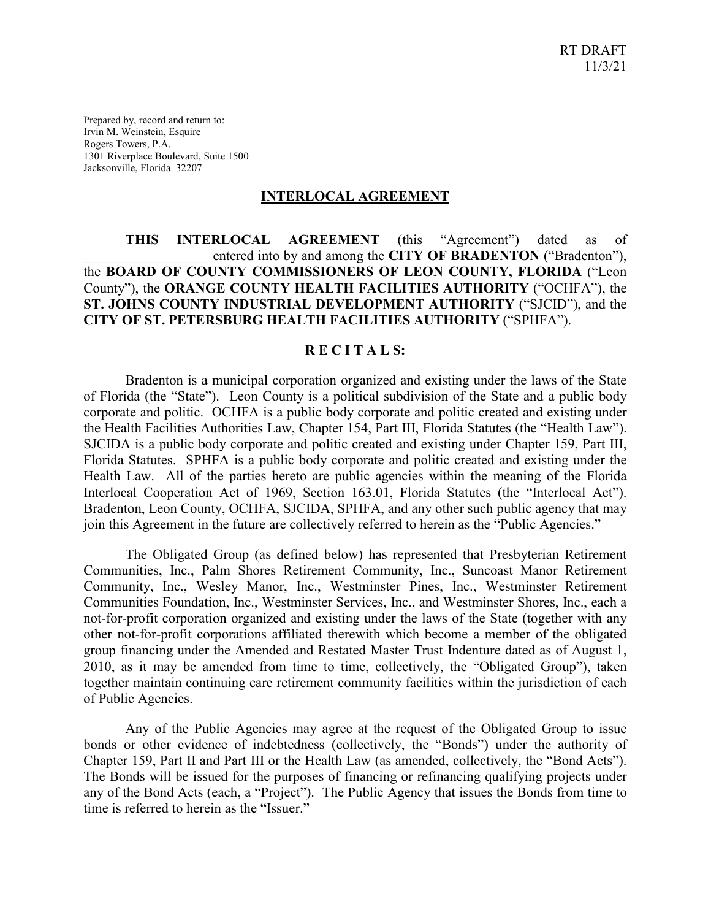RT DRAFT
11/3/21

Prepared by, record and return to:
Irvin M. Weinstein, Esquire
Rogers Towers, P.A.
1301 Riverplace Boulevard, Suite 1500
Jacksonville, Florida 32207

# INTERLOCAL AGREEMENT

**THIS INTERLOCAL AGREEMENT** (this "Agreement") dated as of __________________ entered into by and among the **CITY OF BRADENTON** ("Bradenton"), the **BOARD OF COUNTY COMMISSIONERS OF LEON COUNTY, FLORIDA** ("Leon County"), the **ORANGE COUNTY HEALTH FACILITIES AUTHORITY** ("OCHFA"), the **ST. JOHNS COUNTY INDUSTRIAL DEVELOPMENT AUTHORITY** ("SJCID"), and the **CITY OF ST. PETERSBURG HEALTH FACILITIES AUTHORITY** ("SPHFA").

## R E C I T A L S:

Bradenton is a municipal corporation organized and existing under the laws of the State of Florida (the "State"). Leon County is a political subdivision of the State and a public body corporate and politic. OCHFA is a public body corporate and politic created and existing under the Health Facilities Authorities Law, Chapter 154, Part III, Florida Statutes (the "Health Law"). SJCIDA is a public body corporate and politic created and existing under Chapter 159, Part III, Florida Statutes. SPHFA is a public body corporate and politic created and existing under the Health Law. All of the parties hereto are public agencies within the meaning of the Florida Interlocal Cooperation Act of 1969, Section 163.01, Florida Statutes (the "Interlocal Act"). Bradenton, Leon County, OCHFA, SJCIDA, SPHFA, and any other such public agency that may join this Agreement in the future are collectively referred to herein as the "Public Agencies."

The Obligated Group (as defined below) has represented that Presbyterian Retirement Communities, Inc., Palm Shores Retirement Community, Inc., Suncoast Manor Retirement Community, Inc., Wesley Manor, Inc., Westminster Pines, Inc., Westminster Retirement Communities Foundation, Inc., Westminster Services, Inc., and Westminster Shores, Inc., each a not-for-profit corporation organized and existing under the laws of the State (together with any other not-for-profit corporations affiliated therewith which become a member of the obligated group financing under the Amended and Restated Master Trust Indenture dated as of August 1, 2010, as it may be amended from time to time, collectively, the "Obligated Group"), taken together maintain continuing care retirement community facilities within the jurisdiction of each of Public Agencies.

Any of the Public Agencies may agree at the request of the Obligated Group to issue bonds or other evidence of indebtedness (collectively, the "Bonds") under the authority of Chapter 159, Part II and Part III or the Health Law (as amended, collectively, the "Bond Acts"). The Bonds will be issued for the purposes of financing or refinancing qualifying projects under any of the Bond Acts (each, a "Project"). The Public Agency that issues the Bonds from time to time is referred to herein as the "Issuer."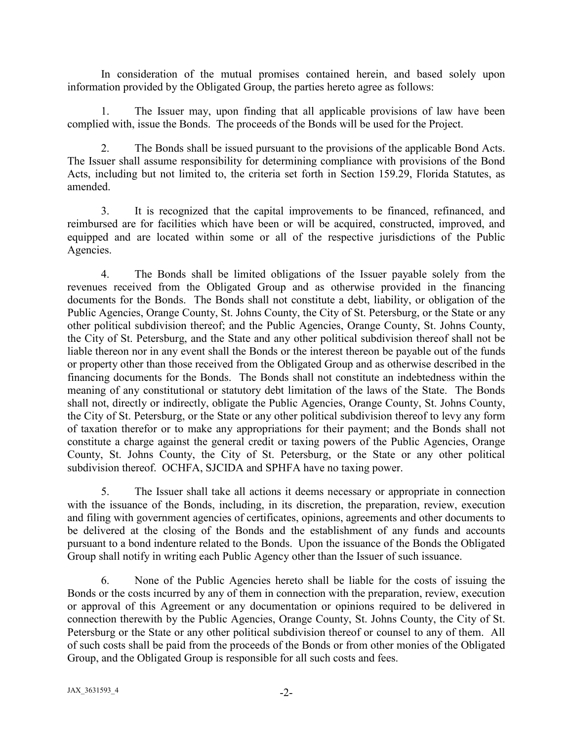In consideration of the mutual promises contained herein, and based solely upon information provided by the Obligated Group, the parties hereto agree as follows:

1. The Issuer may, upon finding that all applicable provisions of law have been complied with, issue the Bonds. The proceeds of the Bonds will be used for the Project.

2. The Bonds shall be issued pursuant to the provisions of the applicable Bond Acts. The Issuer shall assume responsibility for determining compliance with provisions of the Bond Acts, including but not limited to, the criteria set forth in Section 159.29, Florida Statutes, as amended.

3. It is recognized that the capital improvements to be financed, refinanced, and reimbursed are for facilities which have been or will be acquired, constructed, improved, and equipped and are located within some or all of the respective jurisdictions of the Public Agencies.

4. The Bonds shall be limited obligations of the Issuer payable solely from the revenues received from the Obligated Group and as otherwise provided in the financing documents for the Bonds. The Bonds shall not constitute a debt, liability, or obligation of the Public Agencies, Orange County, St. Johns County, the City of St. Petersburg, or the State or any other political subdivision thereof; and the Public Agencies, Orange County, St. Johns County, the City of St. Petersburg, and the State and any other political subdivision thereof shall not be liable thereon nor in any event shall the Bonds or the interest thereon be payable out of the funds or property other than those received from the Obligated Group and as otherwise described in the financing documents for the Bonds. The Bonds shall not constitute an indebtedness within the meaning of any constitutional or statutory debt limitation of the laws of the State. The Bonds shall not, directly or indirectly, obligate the Public Agencies, Orange County, St. Johns County, the City of St. Petersburg, or the State or any other political subdivision thereof to levy any form of taxation therefor or to make any appropriations for their payment; and the Bonds shall not constitute a charge against the general credit or taxing powers of the Public Agencies, Orange County, St. Johns County, the City of St. Petersburg, or the State or any other political subdivision thereof. OCHFA, SJCIDA and SPHFA have no taxing power.

5. The Issuer shall take all actions it deems necessary or appropriate in connection with the issuance of the Bonds, including, in its discretion, the preparation, review, execution and filing with government agencies of certificates, opinions, agreements and other documents to be delivered at the closing of the Bonds and the establishment of any funds and accounts pursuant to a bond indenture related to the Bonds. Upon the issuance of the Bonds the Obligated Group shall notify in writing each Public Agency other than the Issuer of such issuance.

6. None of the Public Agencies hereto shall be liable for the costs of issuing the Bonds or the costs incurred by any of them in connection with the preparation, review, execution or approval of this Agreement or any documentation or opinions required to be delivered in connection therewith by the Public Agencies, Orange County, St. Johns County, the City of St. Petersburg or the State or any other political subdivision thereof or counsel to any of them. All of such costs shall be paid from the proceeds of the Bonds or from other monies of the Obligated Group, and the Obligated Group is responsible for all such costs and fees.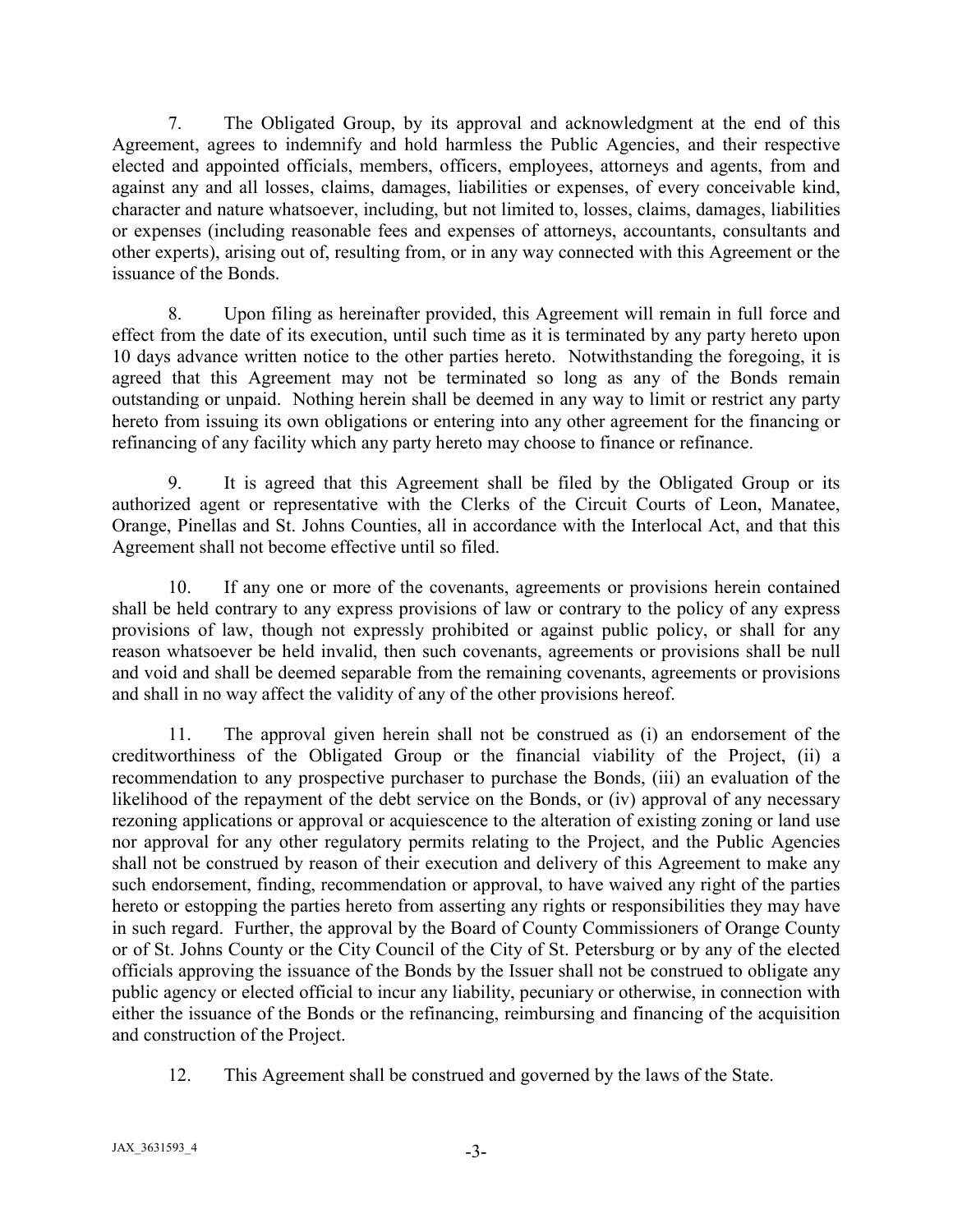7. The Obligated Group, by its approval and acknowledgment at the end of this Agreement, agrees to indemnify and hold harmless the Public Agencies, and their respective elected and appointed officials, members, officers, employees, attorneys and agents, from and against any and all losses, claims, damages, liabilities or expenses, of every conceivable kind, character and nature whatsoever, including, but not limited to, losses, claims, damages, liabilities or expenses (including reasonable fees and expenses of attorneys, accountants, consultants and other experts), arising out of, resulting from, or in any way connected with this Agreement or the issuance of the Bonds.

8. Upon filing as hereinafter provided, this Agreement will remain in full force and effect from the date of its execution, until such time as it is terminated by any party hereto upon 10 days advance written notice to the other parties hereto. Notwithstanding the foregoing, it is agreed that this Agreement may not be terminated so long as any of the Bonds remain outstanding or unpaid. Nothing herein shall be deemed in any way to limit or restrict any party hereto from issuing its own obligations or entering into any other agreement for the financing or refinancing of any facility which any party hereto may choose to finance or refinance.

9. It is agreed that this Agreement shall be filed by the Obligated Group or its authorized agent or representative with the Clerks of the Circuit Courts of Leon, Manatee, Orange, Pinellas and St. Johns Counties, all in accordance with the Interlocal Act, and that this Agreement shall not become effective until so filed.

10. If any one or more of the covenants, agreements or provisions herein contained shall be held contrary to any express provisions of law or contrary to the policy of any express provisions of law, though not expressly prohibited or against public policy, or shall for any reason whatsoever be held invalid, then such covenants, agreements or provisions shall be null and void and shall be deemed separable from the remaining covenants, agreements or provisions and shall in no way affect the validity of any of the other provisions hereof.

11. The approval given herein shall not be construed as (i) an endorsement of the creditworthiness of the Obligated Group or the financial viability of the Project, (ii) a recommendation to any prospective purchaser to purchase the Bonds, (iii) an evaluation of the likelihood of the repayment of the debt service on the Bonds, or (iv) approval of any necessary rezoning applications or approval or acquiescence to the alteration of existing zoning or land use nor approval for any other regulatory permits relating to the Project, and the Public Agencies shall not be construed by reason of their execution and delivery of this Agreement to make any such endorsement, finding, recommendation or approval, to have waived any right of the parties hereto or estopping the parties hereto from asserting any rights or responsibilities they may have in such regard. Further, the approval by the Board of County Commissioners of Orange County or of St. Johns County or the City Council of the City of St. Petersburg or by any of the elected officials approving the issuance of the Bonds by the Issuer shall not be construed to obligate any public agency or elected official to incur any liability, pecuniary or otherwise, in connection with either the issuance of the Bonds or the refinancing, reimbursing and financing of the acquisition and construction of the Project.

12. This Agreement shall be construed and governed by the laws of the State.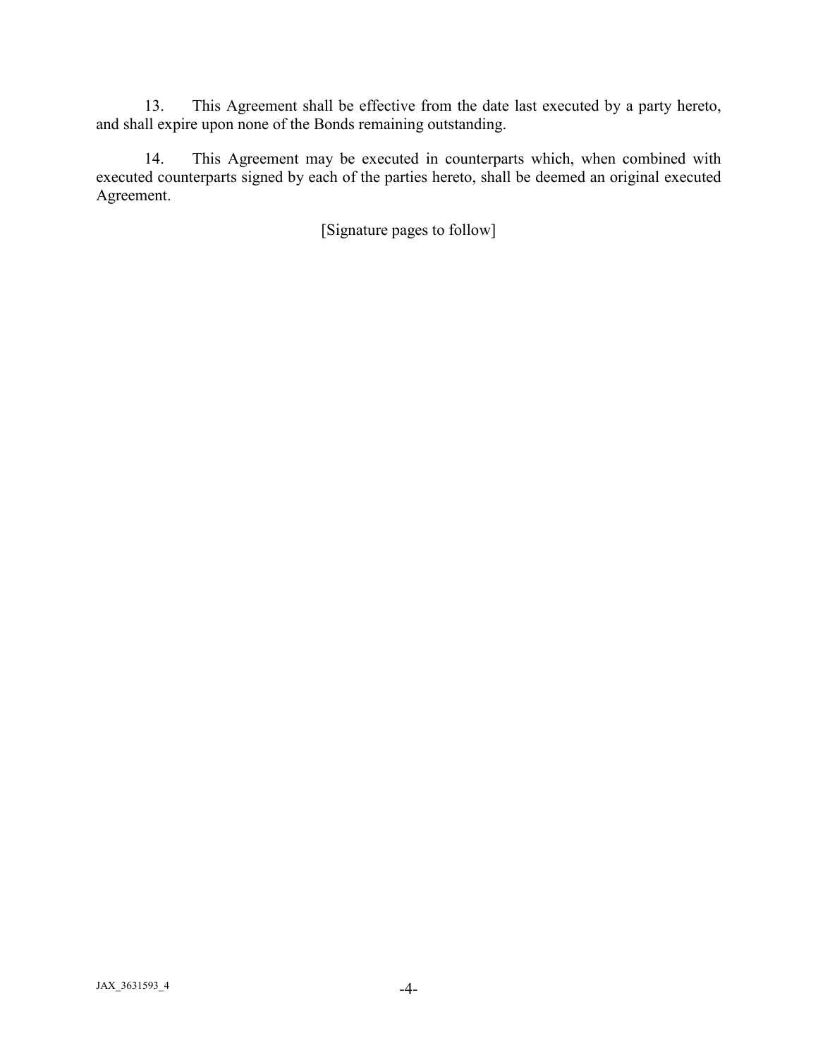13. This Agreement shall be effective from the date last executed by a party hereto, and shall expire upon none of the Bonds remaining outstanding.

14. This Agreement may be executed in counterparts which, when combined with executed counterparts signed by each of the parties hereto, shall be deemed an original executed Agreement.

[Signature pages to follow]

JAX_3631593_4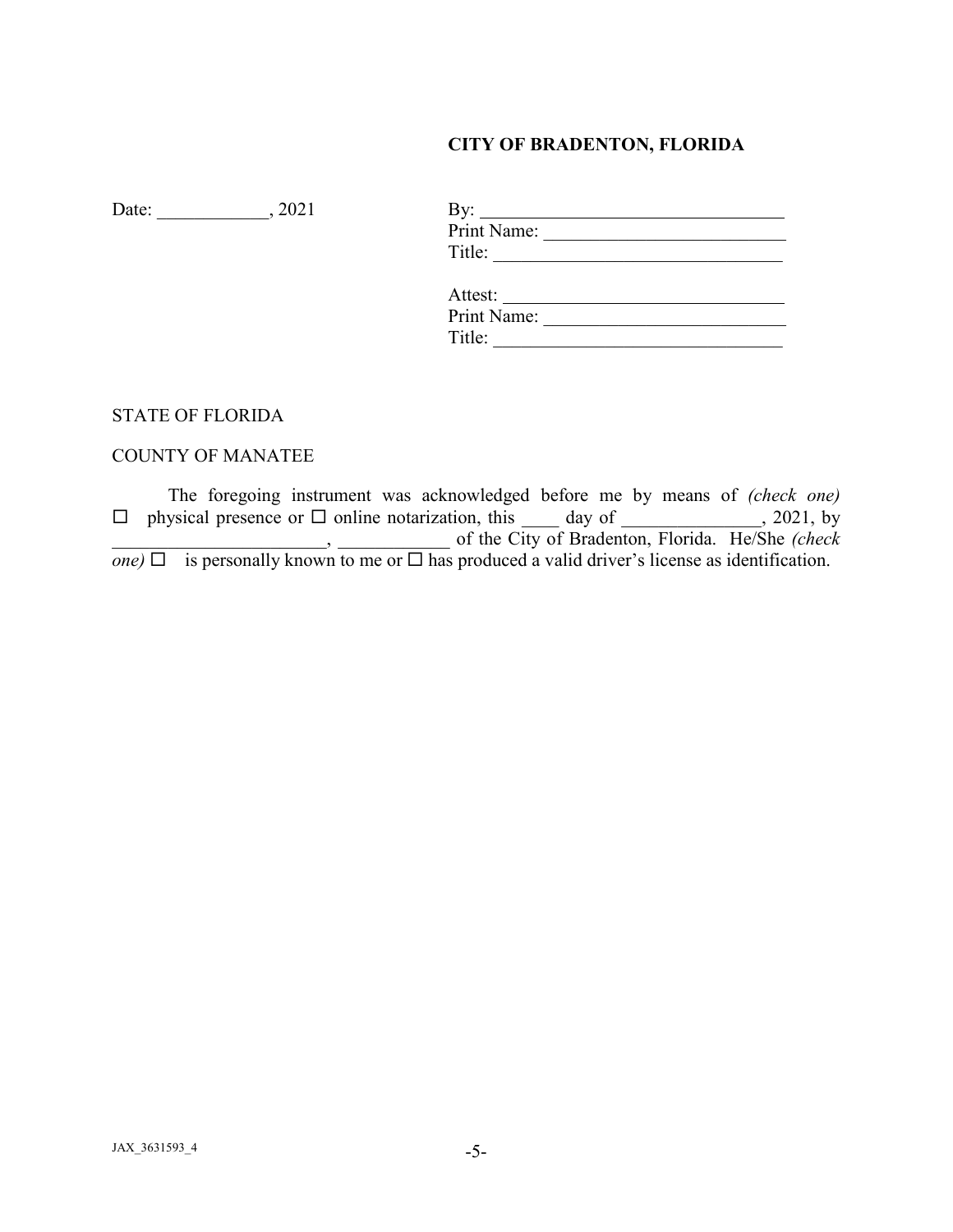**CITY OF BRADENTON, FLORIDA**

Date: ____________, 2021

By: _________________________________
Print Name: __________________________
Title: _______________________________

Attest: ______________________________
Print Name: __________________________
Title: _______________________________

STATE OF FLORIDA

COUNTY OF MANATEE

The foregoing instrument was acknowledged before me by means of *(check one)* ☐ physical presence or ☐ online notarization, this ____ day of _______________, 2021, by _______________________, ____________ of the City of Bradenton, Florida. He/She *(check one)* ☐ is personally known to me or ☐ has produced a valid driver's license as identification.

JAX_3631593_4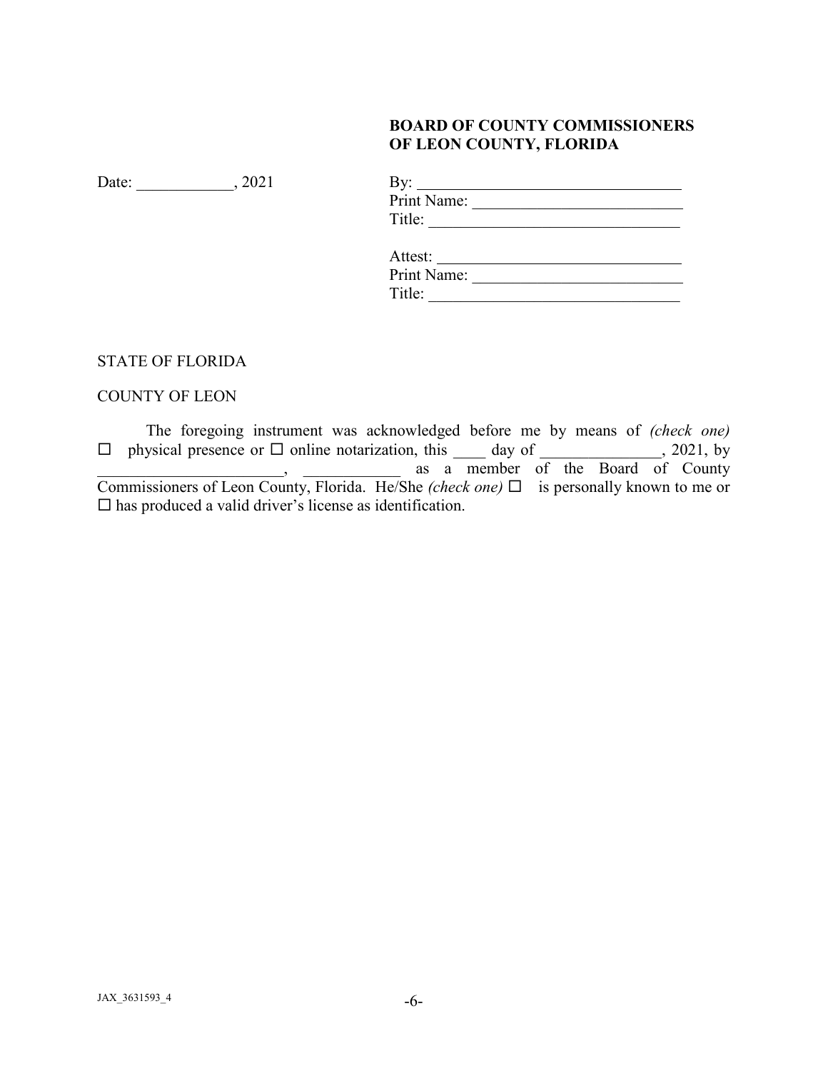**BOARD OF COUNTY COMMISSIONERS**
**OF LEON COUNTY, FLORIDA**

Date: ____________, 2021

By: ________________________________
Print Name: _________________________
Title: ______________________________

Attest: _____________________________
Print Name: _________________________
Title: ______________________________

STATE OF FLORIDA

COUNTY OF LEON

The foregoing instrument was acknowledged before me by means of *(check one)* ☐ physical presence or ☐ online notarization, this ____ day of _______________, 2021, by _______________________, ____________ as a member of the Board of County Commissioners of Leon County, Florida. He/She *(check one)* ☐ is personally known to me or ☐ has produced a valid driver's license as identification.

JAX_3631593_4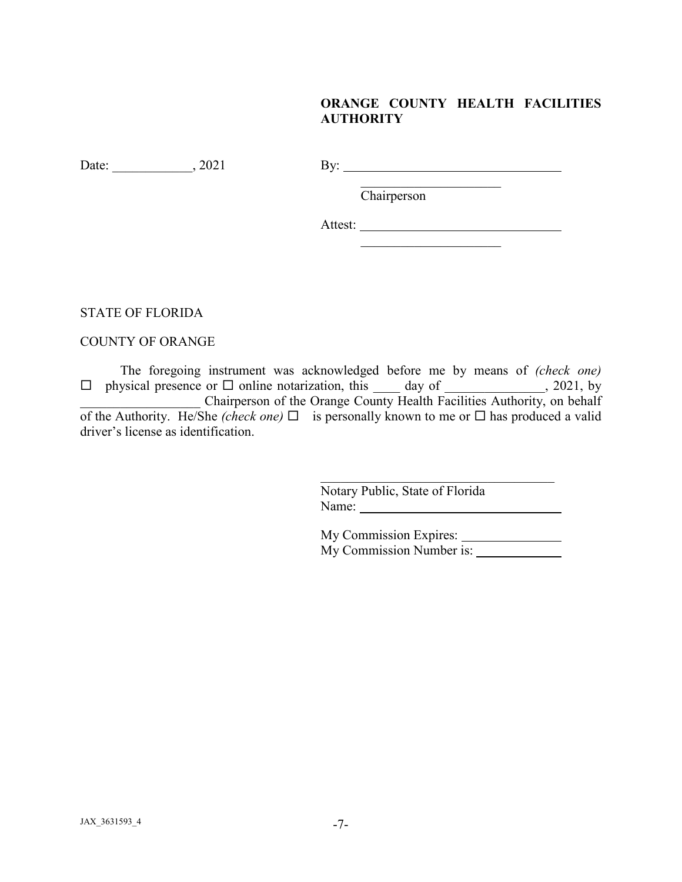**ORANGE COUNTY HEALTH FACILITIES AUTHORITY**

Date: ____________, 2021

By: ________________________________

______________________
Chairperson

Attest: ______________________________

______________________

STATE OF FLORIDA

COUNTY OF ORANGE

The foregoing instrument was acknowledged before me by means of *(check one)* ☐ physical presence or ☐ online notarization, this ____ day of _______________, 2021, by __________________ Chairperson of the Orange County Health Facilities Authority, on behalf of the Authority. He/She *(check one)* ☐ is personally known to me or ☐ has produced a valid driver's license as identification.

_____________________________________
Notary Public, State of Florida
Name: ____________________________

My Commission Expires: _______________
My Commission Number is: _____________

JAX_3631593_4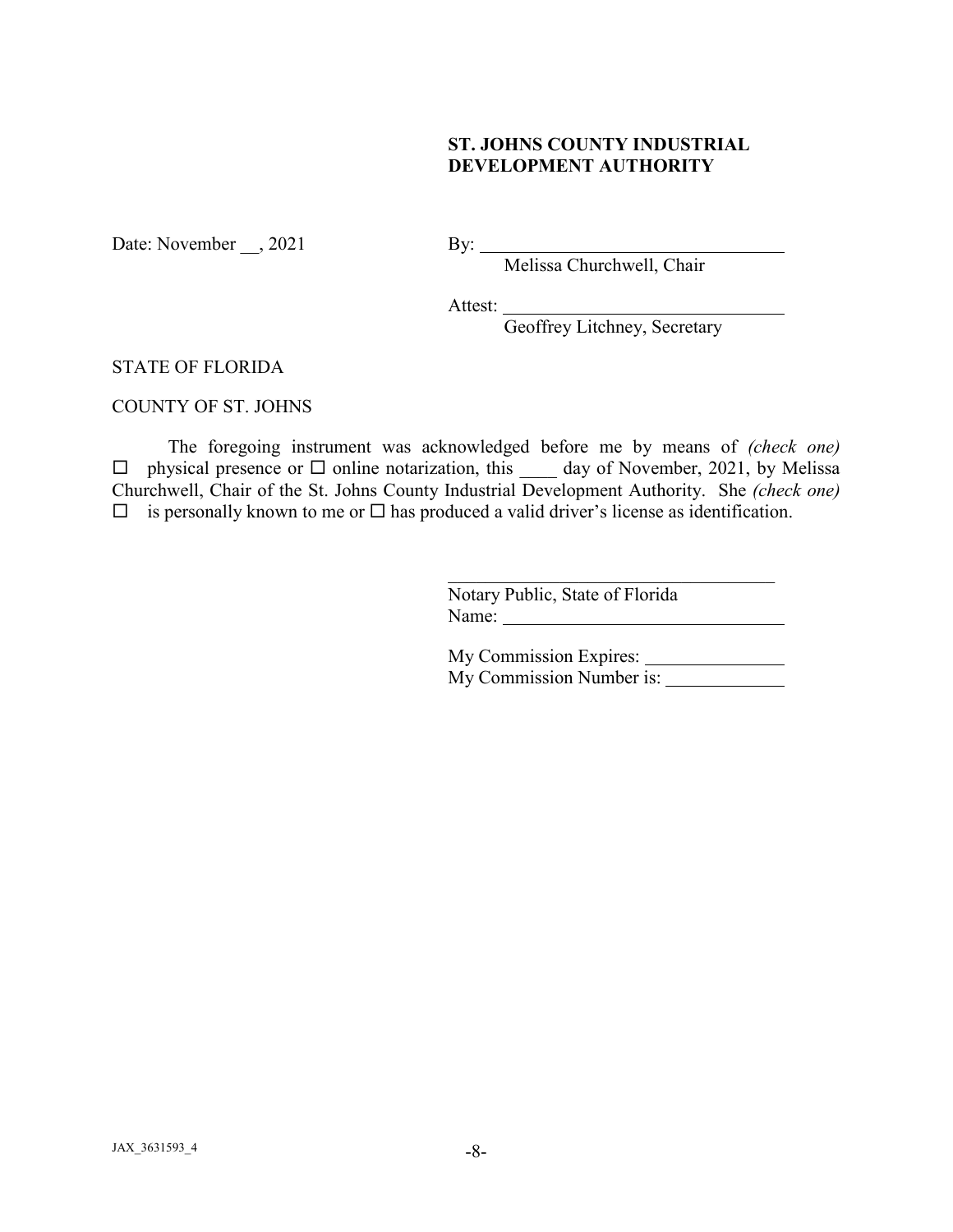**ST. JOHNS COUNTY INDUSTRIAL DEVELOPMENT AUTHORITY**

Date: November __, 2021

By: ________________________________
Melissa Churchwell, Chair

Attest: ______________________________
Geoffrey Litchney, Secretary

STATE OF FLORIDA

COUNTY OF ST. JOHNS

The foregoing instrument was acknowledged before me by means of *(check one)* ☐ physical presence or ☐ online notarization, this ____ day of November, 2021, by Melissa Churchwell, Chair of the St. Johns County Industrial Development Authority. She *(check one)* ☐ is personally known to me or ☐ has produced a valid driver's license as identification.

____________________________________
Notary Public, State of Florida
Name: ______________________________

My Commission Expires: ______________
My Commission Number is: ____________

JAX_3631593_4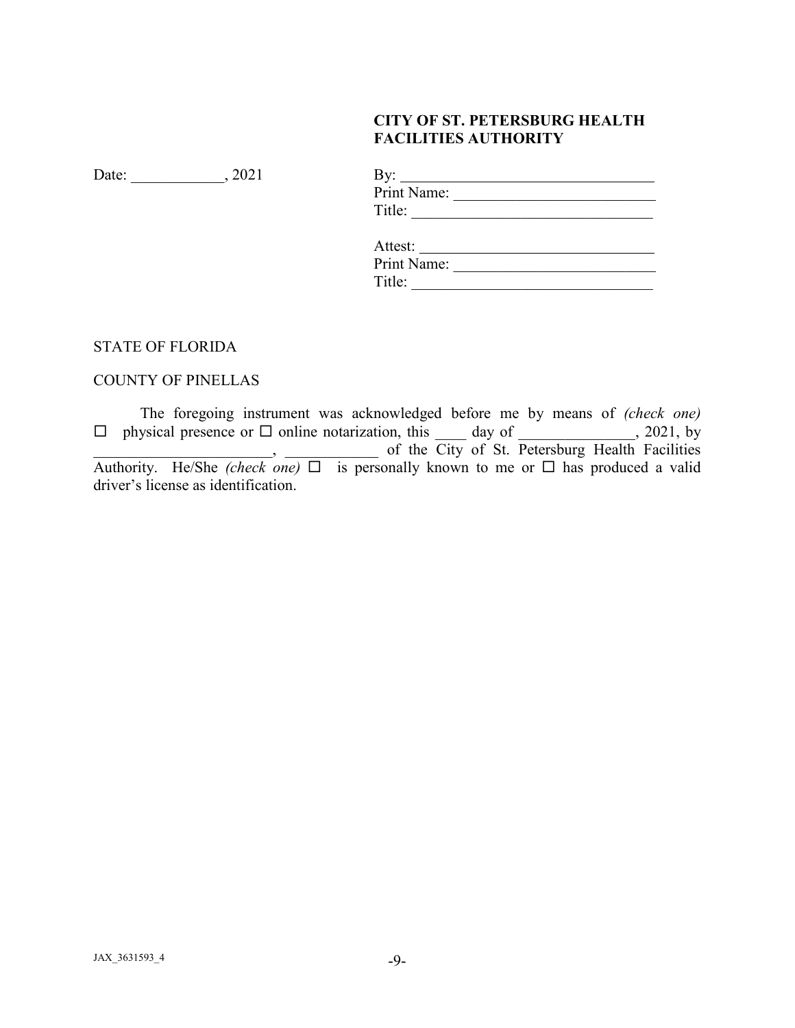**CITY OF ST. PETERSBURG HEALTH FACILITIES AUTHORITY**

Date: ____________, 2021

By: ________________________________

Print Name: __________________________

Title: ______________________________

Attest: _____________________________

Print Name: __________________________

Title: ______________________________

STATE OF FLORIDA

COUNTY OF PINELLAS

The foregoing instrument was acknowledged before me by means of *(check one)* ☐ physical presence or ☐ online notarization, this ____ day of _______________, 2021, by _______________________, ____________ of the City of St. Petersburg Health Facilities Authority. He/She *(check one)* ☐ is personally known to me or ☐ has produced a valid driver's license as identification.

JAX_3631593_4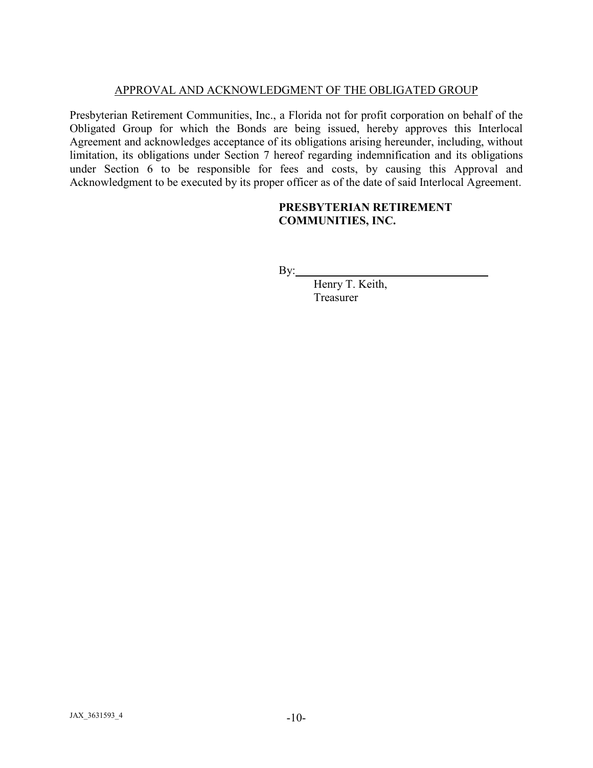APPROVAL AND ACKNOWLEDGMENT OF THE OBLIGATED GROUP

Presbyterian Retirement Communities, Inc., a Florida not for profit corporation on behalf of the Obligated Group for which the Bonds are being issued, hereby approves this Interlocal Agreement and acknowledges acceptance of its obligations arising hereunder, including, without limitation, its obligations under Section 7 hereof regarding indemnification and its obligations under Section 6 to be responsible for fees and costs, by causing this Approval and Acknowledgment to be executed by its proper officer as of the date of said Interlocal Agreement.

**PRESBYTERIAN RETIREMENT COMMUNITIES, INC.**

By:\_\_\_\_\_\_\_\_\_\_\_\_\_\_\_\_\_\_\_\_\_\_\_\_\_\_\_\_\_\_\_\_\_\_

Henry T. Keith,
Treasurer

JAX_3631593_4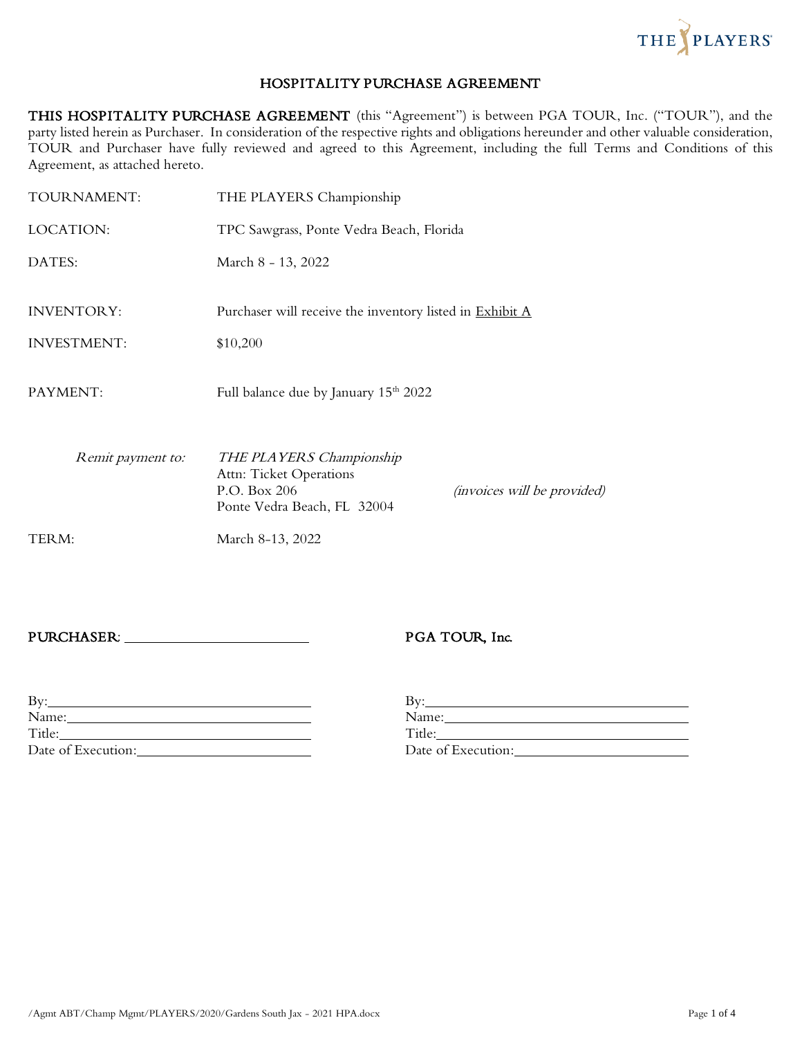# HOSPITALITY PURCHASE AGREEMENT

**THIS HOSPITALITY PURCHASE AGREEMENT** (this "Agreement") is between PGA TOUR, Inc. ("TOUR"), and the party listed herein as Purchaser. In consideration of the respective rights and obligations hereunder and other valuable consideration, TOUR and Purchaser have fully reviewed and agreed to this Agreement, including the full Terms and Conditions of this Agreement, as attached hereto.

| | |
|---|---|
| TOURNAMENT: | THE PLAYERS Championship |
| LOCATION: | TPC Sawgrass, Ponte Vedra Beach, Florida |
| DATES: | March 8 - 13, 2022 |
| INVENTORY: | Purchaser will receive the inventory listed in Exhibit A |
| INVESTMENT: | $10,200 |
| PAYMENT: | Full balance due by January 15th 2022 |
| *Remit payment to:* | *THE PLAYERS Championship*<br>Attn: Ticket Operations<br>P.O. Box 206<br>Ponte Vedra Beach, FL 32004<br>*(invoices will be provided)* |
| TERM: | March 8-13, 2022 |

**PURCHASER**: ________________________

By: ________________________
Name: ________________________
Title: ________________________
Date of Execution: ________________________

**PGA TOUR, Inc.**

By: ________________________
Name: ________________________
Title: ________________________
Date of Execution: ________________________

/Agmt ABT/Champ Mgmt/PLAYERS/2020/Gardens South Jax - 2021 HPA.docx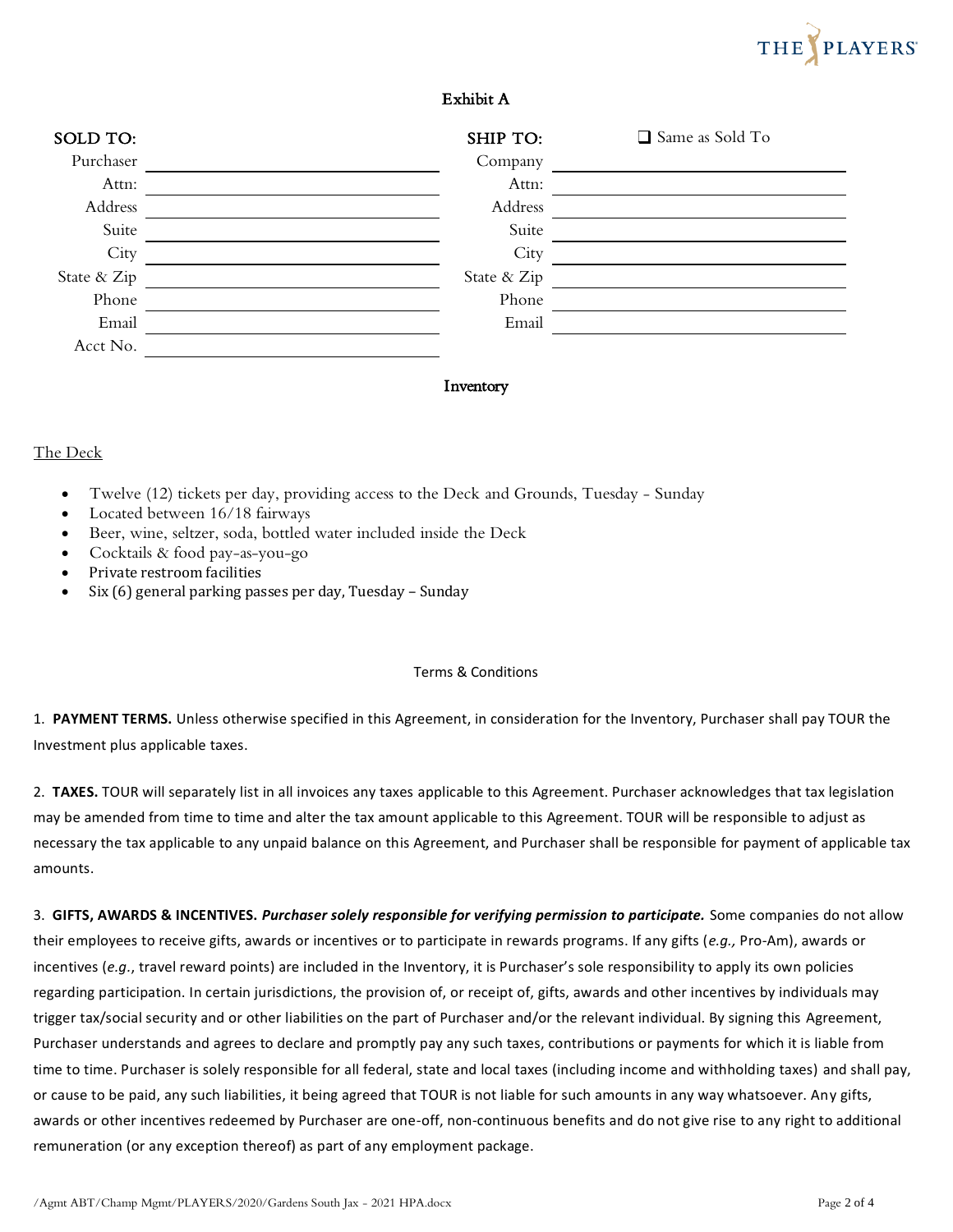# Exhibit A

| SOLD TO: | | SHIP TO: | ❑ Same as Sold To |
|---|---|---|---|
| Purchaser | | Company | |
| Attn: | | Attn: | |
| Address | | Address | |
| Suite | | Suite | |
| City | | City | |
| State & Zip | | State & Zip | |
| Phone | | Phone | |
| Email | | Email | |
| Acct No. | | | |

## Inventory

The Deck

- Twelve (12) tickets per day, providing access to the Deck and Grounds, Tuesday - Sunday
- Located between 16/18 fairways
- Beer, wine, seltzer, soda, bottled water included inside the Deck
- Cocktails & food pay-as-you-go
- Private restroom facilities
- Six (6) general parking passes per day, Tuesday – Sunday

## Terms & Conditions

1. **PAYMENT TERMS.** Unless otherwise specified in this Agreement, in consideration for the Inventory, Purchaser shall pay TOUR the Investment plus applicable taxes.

2. **TAXES.** TOUR will separately list in all invoices any taxes applicable to this Agreement. Purchaser acknowledges that tax legislation may be amended from time to time and alter the tax amount applicable to this Agreement. TOUR will be responsible to adjust as necessary the tax applicable to any unpaid balance on this Agreement, and Purchaser shall be responsible for payment of applicable tax amounts.

3. **GIFTS, AWARDS & INCENTIVES.** ***Purchaser solely responsible for verifying permission to participate.*** Some companies do not allow their employees to receive gifts, awards or incentives or to participate in rewards programs. If any gifts (*e.g.,* Pro-Am), awards or incentives (*e.g.*, travel reward points) are included in the Inventory, it is Purchaser's sole responsibility to apply its own policies regarding participation. In certain jurisdictions, the provision of, or receipt of, gifts, awards and other incentives by individuals may trigger tax/social security and or other liabilities on the part of Purchaser and/or the relevant individual. By signing this Agreement, Purchaser understands and agrees to declare and promptly pay any such taxes, contributions or payments for which it is liable from time to time. Purchaser is solely responsible for all federal, state and local taxes (including income and withholding taxes) and shall pay, or cause to be paid, any such liabilities, it being agreed that TOUR is not liable for such amounts in any way whatsoever. Any gifts, awards or other incentives redeemed by Purchaser are one-off, non-continuous benefits and do not give rise to any right to additional remuneration (or any exception thereof) as part of any employment package.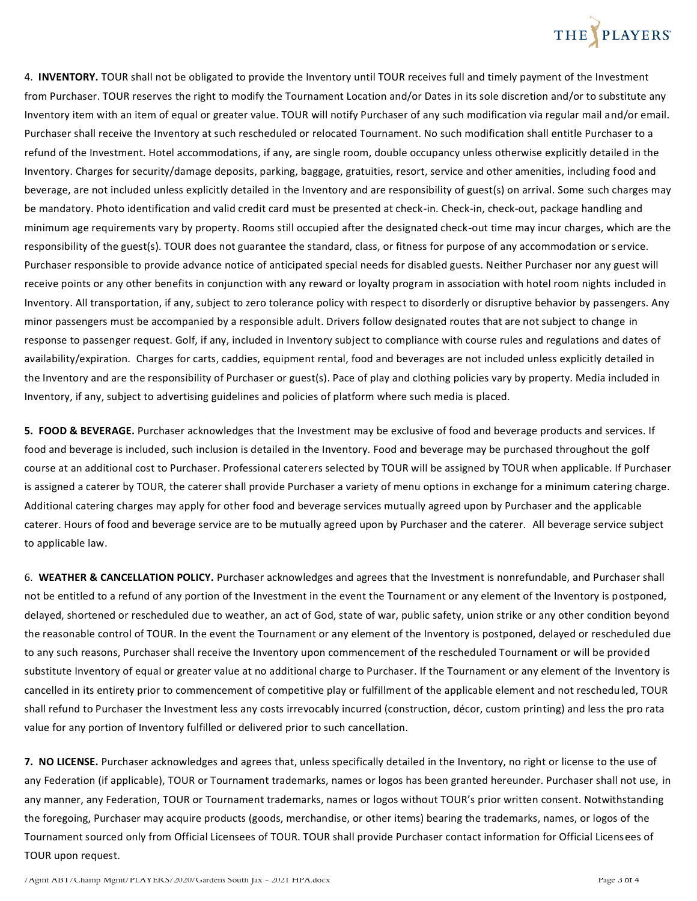4. **INVENTORY.** TOUR shall not be obligated to provide the Inventory until TOUR receives full and timely payment of the Investment from Purchaser. TOUR reserves the right to modify the Tournament Location and/or Dates in its sole discretion and/or to substitute any Inventory item with an item of equal or greater value. TOUR will notify Purchaser of any such modification via regular mail and/or email. Purchaser shall receive the Inventory at such rescheduled or relocated Tournament. No such modification shall entitle Purchaser to a refund of the Investment. Hotel accommodations, if any, are single room, double occupancy unless otherwise explicitly detailed in the Inventory. Charges for security/damage deposits, parking, baggage, gratuities, resort, service and other amenities, including food and beverage, are not included unless explicitly detailed in the Inventory and are responsibility of guest(s) on arrival. Some such charges may be mandatory. Photo identification and valid credit card must be presented at check-in. Check-in, check-out, package handling and minimum age requirements vary by property. Rooms still occupied after the designated check-out time may incur charges, which are the responsibility of the guest(s). TOUR does not guarantee the standard, class, or fitness for purpose of any accommodation or service. Purchaser responsible to provide advance notice of anticipated special needs for disabled guests. Neither Purchaser nor any guest will receive points or any other benefits in conjunction with any reward or loyalty program in association with hotel room nights included in Inventory. All transportation, if any, subject to zero tolerance policy with respect to disorderly or disruptive behavior by passengers. Any minor passengers must be accompanied by a responsible adult. Drivers follow designated routes that are not subject to change in response to passenger request. Golf, if any, included in Inventory subject to compliance with course rules and regulations and dates of availability/expiration. Charges for carts, caddies, equipment rental, food and beverages are not included unless explicitly detailed in the Inventory and are the responsibility of Purchaser or guest(s). Pace of play and clothing policies vary by property. Media included in Inventory, if any, subject to advertising guidelines and policies of platform where such media is placed.

**5. FOOD & BEVERAGE.** Purchaser acknowledges that the Investment may be exclusive of food and beverage products and services. If food and beverage is included, such inclusion is detailed in the Inventory. Food and beverage may be purchased throughout the golf course at an additional cost to Purchaser. Professional caterers selected by TOUR will be assigned by TOUR when applicable. If Purchaser is assigned a caterer by TOUR, the caterer shall provide Purchaser a variety of menu options in exchange for a minimum catering charge. Additional catering charges may apply for other food and beverage services mutually agreed upon by Purchaser and the applicable caterer. Hours of food and beverage service are to be mutually agreed upon by Purchaser and the caterer. All beverage service subject to applicable law.

6. **WEATHER & CANCELLATION POLICY.** Purchaser acknowledges and agrees that the Investment is nonrefundable, and Purchaser shall not be entitled to a refund of any portion of the Investment in the event the Tournament or any element of the Inventory is postponed, delayed, shortened or rescheduled due to weather, an act of God, state of war, public safety, union strike or any other condition beyond the reasonable control of TOUR. In the event the Tournament or any element of the Inventory is postponed, delayed or rescheduled due to any such reasons, Purchaser shall receive the Inventory upon commencement of the rescheduled Tournament or will be provided substitute Inventory of equal or greater value at no additional charge to Purchaser. If the Tournament or any element of the Inventory is cancelled in its entirety prior to commencement of competitive play or fulfillment of the applicable element and not rescheduled, TOUR shall refund to Purchaser the Investment less any costs irrevocably incurred (construction, décor, custom printing) and less the pro rata value for any portion of Inventory fulfilled or delivered prior to such cancellation.

**7. NO LICENSE.** Purchaser acknowledges and agrees that, unless specifically detailed in the Inventory, no right or license to the use of any Federation (if applicable), TOUR or Tournament trademarks, names or logos has been granted hereunder. Purchaser shall not use, in any manner, any Federation, TOUR or Tournament trademarks, names or logos without TOUR's prior written consent. Notwithstanding the foregoing, Purchaser may acquire products (goods, merchandise, or other items) bearing the trademarks, names, or logos of the Tournament sourced only from Official Licensees of TOUR. TOUR shall provide Purchaser contact information for Official Licensees of TOUR upon request.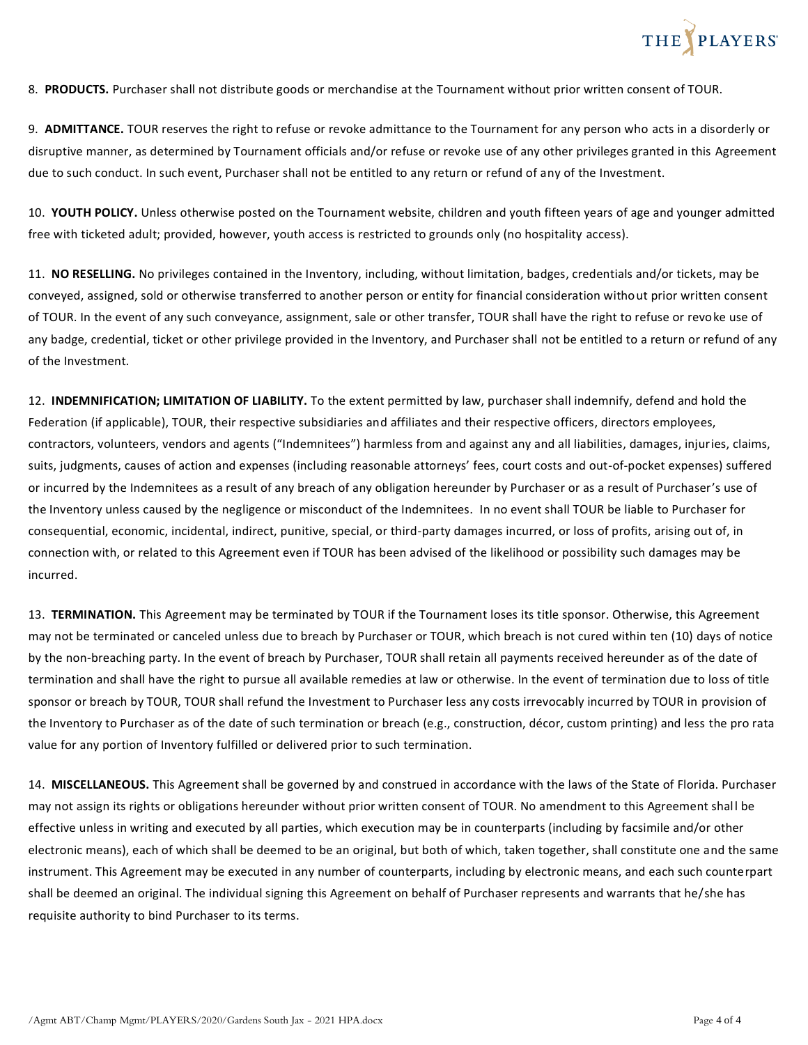8. **PRODUCTS.** Purchaser shall not distribute goods or merchandise at the Tournament without prior written consent of TOUR.

9. **ADMITTANCE.** TOUR reserves the right to refuse or revoke admittance to the Tournament for any person who acts in a disorderly or disruptive manner, as determined by Tournament officials and/or refuse or revoke use of any other privileges granted in this Agreement due to such conduct. In such event, Purchaser shall not be entitled to any return or refund of any of the Investment.

10. **YOUTH POLICY.** Unless otherwise posted on the Tournament website, children and youth fifteen years of age and younger admitted free with ticketed adult; provided, however, youth access is restricted to grounds only (no hospitality access).

11. **NO RESELLING.** No privileges contained in the Inventory, including, without limitation, badges, credentials and/or tickets, may be conveyed, assigned, sold or otherwise transferred to another person or entity for financial consideration without prior written consent of TOUR. In the event of any such conveyance, assignment, sale or other transfer, TOUR shall have the right to refuse or revoke use of any badge, credential, ticket or other privilege provided in the Inventory, and Purchaser shall not be entitled to a return or refund of any of the Investment.

12. **INDEMNIFICATION; LIMITATION OF LIABILITY.** To the extent permitted by law, purchaser shall indemnify, defend and hold the Federation (if applicable), TOUR, their respective subsidiaries and affiliates and their respective officers, directors employees, contractors, volunteers, vendors and agents ("Indemnitees") harmless from and against any and all liabilities, damages, injuries, claims, suits, judgments, causes of action and expenses (including reasonable attorneys' fees, court costs and out-of-pocket expenses) suffered or incurred by the Indemnitees as a result of any breach of any obligation hereunder by Purchaser or as a result of Purchaser's use of the Inventory unless caused by the negligence or misconduct of the Indemnitees. In no event shall TOUR be liable to Purchaser for consequential, economic, incidental, indirect, punitive, special, or third-party damages incurred, or loss of profits, arising out of, in connection with, or related to this Agreement even if TOUR has been advised of the likelihood or possibility such damages may be incurred.

13. **TERMINATION.** This Agreement may be terminated by TOUR if the Tournament loses its title sponsor. Otherwise, this Agreement may not be terminated or canceled unless due to breach by Purchaser or TOUR, which breach is not cured within ten (10) days of notice by the non-breaching party. In the event of breach by Purchaser, TOUR shall retain all payments received hereunder as of the date of termination and shall have the right to pursue all available remedies at law or otherwise. In the event of termination due to loss of title sponsor or breach by TOUR, TOUR shall refund the Investment to Purchaser less any costs irrevocably incurred by TOUR in provision of the Inventory to Purchaser as of the date of such termination or breach (e.g., construction, décor, custom printing) and less the pro rata value for any portion of Inventory fulfilled or delivered prior to such termination.

14. **MISCELLANEOUS.** This Agreement shall be governed by and construed in accordance with the laws of the State of Florida. Purchaser may not assign its rights or obligations hereunder without prior written consent of TOUR. No amendment to this Agreement shall be effective unless in writing and executed by all parties, which execution may be in counterparts (including by facsimile and/or other electronic means), each of which shall be deemed to be an original, but both of which, taken together, shall constitute one and the same instrument. This Agreement may be executed in any number of counterparts, including by electronic means, and each such counterpart shall be deemed an original. The individual signing this Agreement on behalf of Purchaser represents and warrants that he/she has requisite authority to bind Purchaser to its terms.

/Agmt ABT/Champ Mgmt/PLAYERS/2020/Gardens South Jax - 2021 HPA.docx